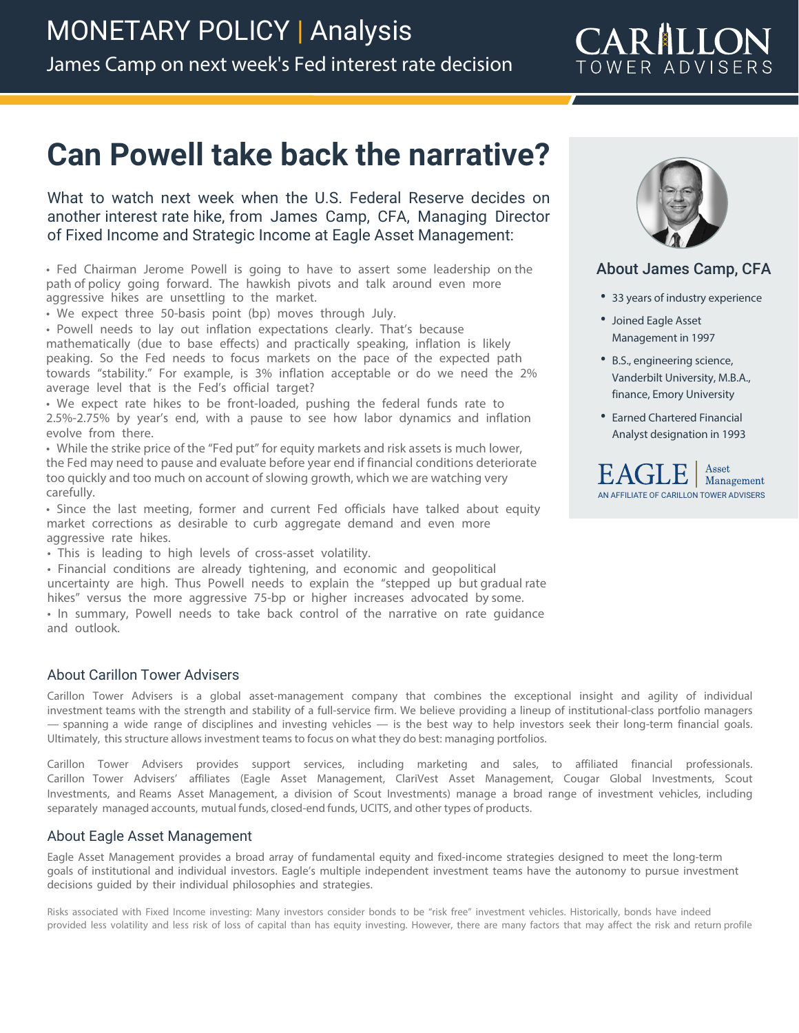# MONETARY POLICY | Analysis

James Camp on next week's Fed interest rate decision

CARILLON TOWER ADVISERS

## Can Powell take back the narrative?

What to watch next week when the U.S. Federal Reserve decides on another interest rate hike, from James Camp, CFA, Managing Director of Fixed Income and Strategic Income at Eagle Asset Management:

- Fed Chairman Jerome Powell is going to have to assert some leadership on the path of policy going forward. The hawkish pivots and talk around even more aggressive hikes are unsettling to the market.
- We expect three 50-basis point (bp) moves through July.
- Powell needs to lay out inflation expectations clearly. That's because mathematically (due to base effects) and practically speaking, inflation is likely peaking. So the Fed needs to focus markets on the pace of the expected path towards "stability." For example, is 3% inflation acceptable or do we need the 2% average level that is the Fed's official target?
- We expect rate hikes to be front-loaded, pushing the federal funds rate to 2.5%-2.75% by year's end, with a pause to see how labor dynamics and inflation evolve from there.
- While the strike price of the "Fed put" for equity markets and risk assets is much lower, the Fed may need to pause and evaluate before year end if financial conditions deteriorate too quickly and too much on account of slowing growth, which we are watching very carefully.
- Since the last meeting, former and current Fed officials have talked about equity market corrections as desirable to curb aggregate demand and even more aggressive rate hikes.
- This is leading to high levels of cross-asset volatility.
- Financial conditions are already tightening, and economic and geopolitical uncertainty are high. Thus Powell needs to explain the "stepped up but gradual rate hikes" versus the more aggressive 75-bp or higher increases advocated by some.
- In summary, Powell needs to take back control of the narrative on rate guidance and outlook.

### About James Camp, CFA

- 33 years of industry experience
- Joined Eagle Asset Management in 1997
- B.S., engineering science, Vanderbilt University, M.B.A., finance, Emory University
- Earned Chartered Financial Analyst designation in 1993

EAGLE | Asset Management
AN AFFILIATE OF CARILLON TOWER ADVISERS

### About Carillon Tower Advisers

Carillon Tower Advisers is a global asset-management company that combines the exceptional insight and agility of individual investment teams with the strength and stability of a full-service firm. We believe providing a lineup of institutional-class portfolio managers — spanning a wide range of disciplines and investing vehicles — is the best way to help investors seek their long-term financial goals. Ultimately, this structure allows investment teams to focus on what they do best: managing portfolios.

Carillon Tower Advisers provides support services, including marketing and sales, to affiliated financial professionals. Carillon Tower Advisers' affiliates (Eagle Asset Management, ClariVest Asset Management, Cougar Global Investments, Scout Investments, and Reams Asset Management, a division of Scout Investments) manage a broad range of investment vehicles, including separately managed accounts, mutual funds, closed-end funds, UCITS, and other types of products.

### About Eagle Asset Management

Eagle Asset Management provides a broad array of fundamental equity and fixed-income strategies designed to meet the long-term goals of institutional and individual investors. Eagle's multiple independent investment teams have the autonomy to pursue investment decisions guided by their individual philosophies and strategies.

Risks associated with Fixed Income investing: Many investors consider bonds to be "risk free" investment vehicles. Historically, bonds have indeed provided less volatility and less risk of loss of capital than has equity investing. However, there are many factors that may affect the risk and return profile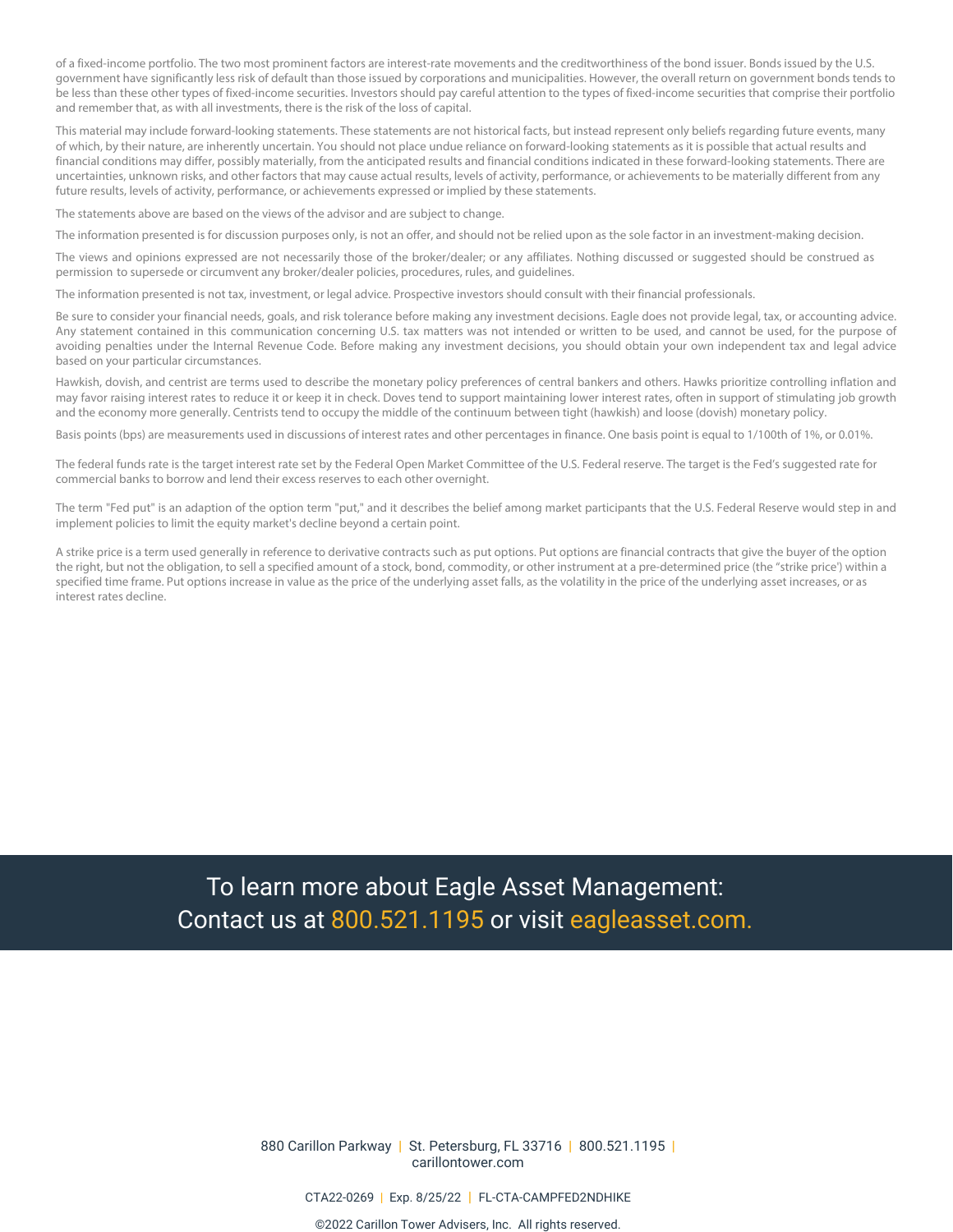of a fixed-income portfolio. The two most prominent factors are interest-rate movements and the creditworthiness of the bond issuer. Bonds issued by the U.S. government have significantly less risk of default than those issued by corporations and municipalities. However, the overall return on government bonds tends to be less than these other types of fixed-income securities. Investors should pay careful attention to the types of fixed-income securities that comprise their portfolio and remember that, as with all investments, there is the risk of the loss of capital.

This material may include forward-looking statements. These statements are not historical facts, but instead represent only beliefs regarding future events, many of which, by their nature, are inherently uncertain. You should not place undue reliance on forward-looking statements as it is possible that actual results and financial conditions may differ, possibly materially, from the anticipated results and financial conditions indicated in these forward-looking statements. There are uncertainties, unknown risks, and other factors that may cause actual results, levels of activity, performance, or achievements to be materially different from any future results, levels of activity, performance, or achievements expressed or implied by these statements.

The statements above are based on the views of the advisor and are subject to change.

The information presented is for discussion purposes only, is not an offer, and should not be relied upon as the sole factor in an investment-making decision.

The views and opinions expressed are not necessarily those of the broker/dealer; or any affiliates. Nothing discussed or suggested should be construed as permission to supersede or circumvent any broker/dealer policies, procedures, rules, and guidelines.

The information presented is not tax, investment, or legal advice. Prospective investors should consult with their financial professionals.

Be sure to consider your financial needs, goals, and risk tolerance before making any investment decisions. Eagle does not provide legal, tax, or accounting advice. Any statement contained in this communication concerning U.S. tax matters was not intended or written to be used, and cannot be used, for the purpose of avoiding penalties under the Internal Revenue Code. Before making any investment decisions, you should obtain your own independent tax and legal advice based on your particular circumstances.

Hawkish, dovish, and centrist are terms used to describe the monetary policy preferences of central bankers and others. Hawks prioritize controlling inflation and may favor raising interest rates to reduce it or keep it in check. Doves tend to support maintaining lower interest rates, often in support of stimulating job growth and the economy more generally. Centrists tend to occupy the middle of the continuum between tight (hawkish) and loose (dovish) monetary policy.

Basis points (bps) are measurements used in discussions of interest rates and other percentages in finance. One basis point is equal to 1/100th of 1%, or 0.01%.

The federal funds rate is the target interest rate set by the Federal Open Market Committee of the U.S. Federal reserve. The target is the Fed's suggested rate for commercial banks to borrow and lend their excess reserves to each other overnight.

The term "Fed put" is an adaption of the option term "put," and it describes the belief among market participants that the U.S. Federal Reserve would step in and implement policies to limit the equity market's decline beyond a certain point.

A strike price is a term used generally in reference to derivative contracts such as put options. Put options are financial contracts that give the buyer of the option the right, but not the obligation, to sell a specified amount of a stock, bond, commodity, or other instrument at a pre-determined price (the "strike price') within a specified time frame. Put options increase in value as the price of the underlying asset falls, as the volatility in the price of the underlying asset increases, or as interest rates decline.

To learn more about Eagle Asset Management:
Contact us at 800.521.1195 or visit eagleasset.com.

880 Carillon Parkway | St. Petersburg, FL 33716 | 800.521.1195 | carillontower.com

CTA22-0269 | Exp. 8/25/22 | FL-CTA-CAMPFED2NDHIKE

©2022 Carillon Tower Advisers, Inc. All rights reserved.